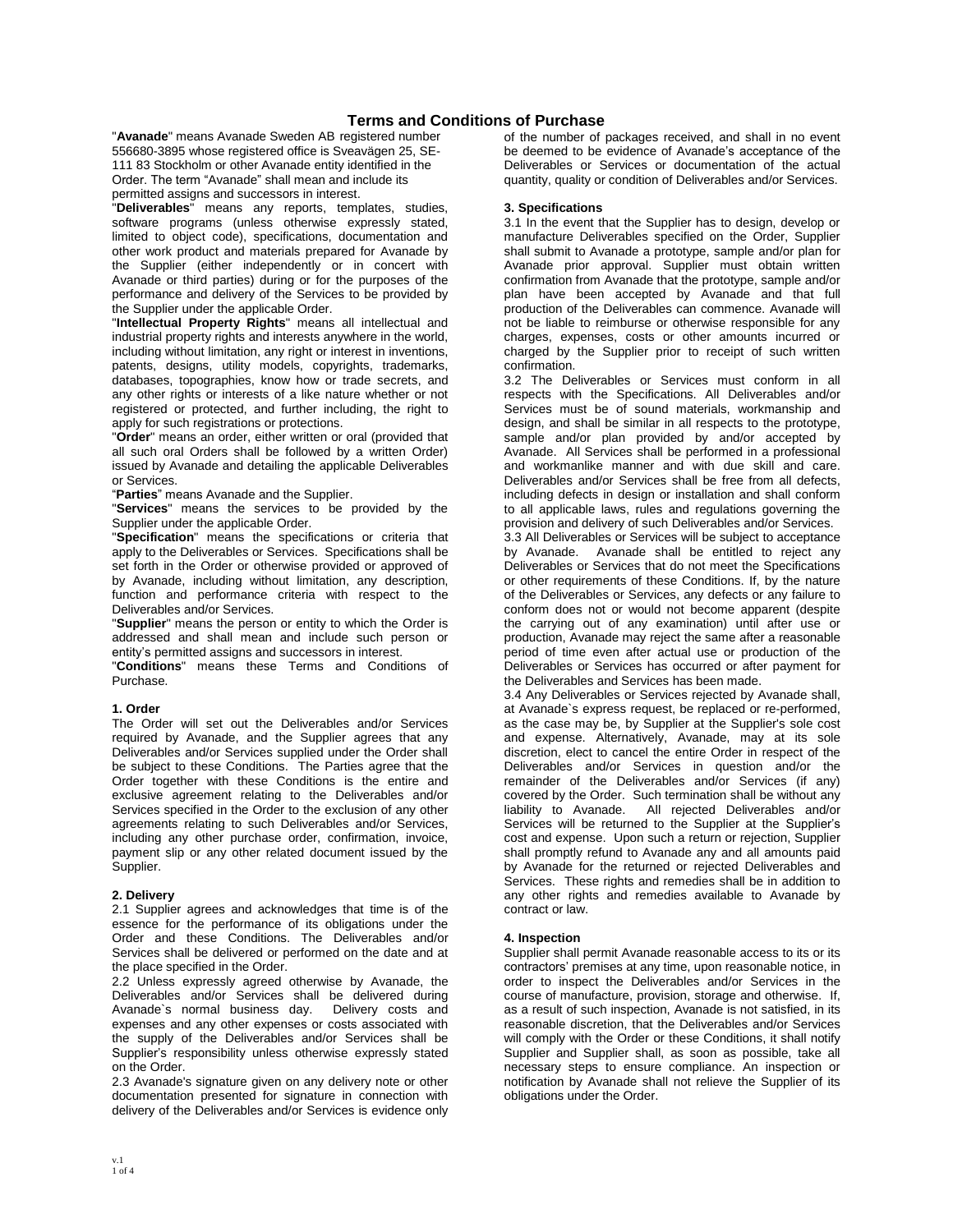# Terms and Conditions of Purchase

"**Avanade**" means Avanade Sweden AB registered number 556680-3895 whose registered office is Sveavägen 25, SE-111 83 Stockholm or other Avanade entity identified in the Order. The term "Avanade" shall mean and include its permitted assigns and successors in interest.

"**Deliverables**" means any reports, templates, studies, software programs (unless otherwise expressly stated, limited to object code), specifications, documentation and other work product and materials prepared for Avanade by the Supplier (either independently or in concert with Avanade or third parties) during or for the purposes of the performance and delivery of the Services to be provided by the Supplier under the applicable Order.

"**Intellectual Property Rights**" means all intellectual and industrial property rights and interests anywhere in the world, including without limitation, any right or interest in inventions, patents, designs, utility models, copyrights, trademarks, databases, topographies, know how or trade secrets, and any other rights or interests of a like nature whether or not registered or protected, and further including, the right to apply for such registrations or protections.

"**Order**" means an order, either written or oral (provided that all such oral Orders shall be followed by a written Order) issued by Avanade and detailing the applicable Deliverables or Services.

"**Parties**" means Avanade and the Supplier.

"**Services**" means the services to be provided by the Supplier under the applicable Order.

"**Specification**" means the specifications or criteria that apply to the Deliverables or Services. Specifications shall be set forth in the Order or otherwise provided or approved of by Avanade, including without limitation, any description, function and performance criteria with respect to the Deliverables and/or Services.

"**Supplier**" means the person or entity to which the Order is addressed and shall mean and include such person or entity's permitted assigns and successors in interest.

"**Conditions**" means these Terms and Conditions of Purchase.

**1. Order**

The Order will set out the Deliverables and/or Services required by Avanade, and the Supplier agrees that any Deliverables and/or Services supplied under the Order shall be subject to these Conditions. The Parties agree that the Order together with these Conditions is the entire and exclusive agreement relating to the Deliverables and/or Services specified in the Order to the exclusion of any other agreements relating to such Deliverables and/or Services, including any other purchase order, confirmation, invoice, payment slip or any other related document issued by the Supplier.

**2. Delivery**

2.1 Supplier agrees and acknowledges that time is of the essence for the performance of its obligations under the Order and these Conditions. The Deliverables and/or Services shall be delivered or performed on the date and at the place specified in the Order.

2.2 Unless expressly agreed otherwise by Avanade, the Deliverables and/or Services shall be delivered during Avanade`s normal business day. Delivery costs and expenses and any other expenses or costs associated with the supply of the Deliverables and/or Services shall be Supplier's responsibility unless otherwise expressly stated on the Order.

2.3 Avanade's signature given on any delivery note or other documentation presented for signature in connection with delivery of the Deliverables and/or Services is evidence only of the number of packages received, and shall in no event be deemed to be evidence of Avanade's acceptance of the Deliverables or Services or documentation of the actual quantity, quality or condition of Deliverables and/or Services.

**3. Specifications**

3.1 In the event that the Supplier has to design, develop or manufacture Deliverables specified on the Order, Supplier shall submit to Avanade a prototype, sample and/or plan for Avanade prior approval. Supplier must obtain written confirmation from Avanade that the prototype, sample and/or plan have been accepted by Avanade and that full production of the Deliverables can commence. Avanade will not be liable to reimburse or otherwise responsible for any charges, expenses, costs or other amounts incurred or charged by the Supplier prior to receipt of such written confirmation.

3.2 The Deliverables or Services must conform in all respects with the Specifications. All Deliverables and/or Services must be of sound materials, workmanship and design, and shall be similar in all respects to the prototype, sample and/or plan provided by and/or accepted by Avanade. All Services shall be performed in a professional and workmanlike manner and with due skill and care. Deliverables and/or Services shall be free from all defects, including defects in design or installation and shall conform to all applicable laws, rules and regulations governing the provision and delivery of such Deliverables and/or Services.

3.3 All Deliverables or Services will be subject to acceptance by Avanade. Avanade shall be entitled to reject any Deliverables or Services that do not meet the Specifications or other requirements of these Conditions. If, by the nature of the Deliverables or Services, any defects or any failure to conform does not or would not become apparent (despite the carrying out of any examination) until after use or production, Avanade may reject the same after a reasonable period of time even after actual use or production of the Deliverables or Services has occurred or after payment for the Deliverables and Services has been made.

3.4 Any Deliverables or Services rejected by Avanade shall, at Avanade`s express request, be replaced or re-performed, as the case may be, by Supplier at the Supplier's sole cost and expense. Alternatively, Avanade, may at its sole discretion, elect to cancel the entire Order in respect of the Deliverables and/or Services in question and/or the remainder of the Deliverables and/or Services (if any) covered by the Order. Such termination shall be without any liability to Avanade. All rejected Deliverables and/or Services will be returned to the Supplier at the Supplier's cost and expense. Upon such a return or rejection, Supplier shall promptly refund to Avanade any and all amounts paid by Avanade for the returned or rejected Deliverables and Services. These rights and remedies shall be in addition to any other rights and remedies available to Avanade by contract or law.

**4. Inspection**

Supplier shall permit Avanade reasonable access to its or its contractors' premises at any time, upon reasonable notice, in order to inspect the Deliverables and/or Services in the course of manufacture, provision, storage and otherwise. If, as a result of such inspection, Avanade is not satisfied, in its reasonable discretion, that the Deliverables and/or Services will comply with the Order or these Conditions, it shall notify Supplier and Supplier shall, as soon as possible, take all necessary steps to ensure compliance. An inspection or notification by Avanade shall not relieve the Supplier of its obligations under the Order.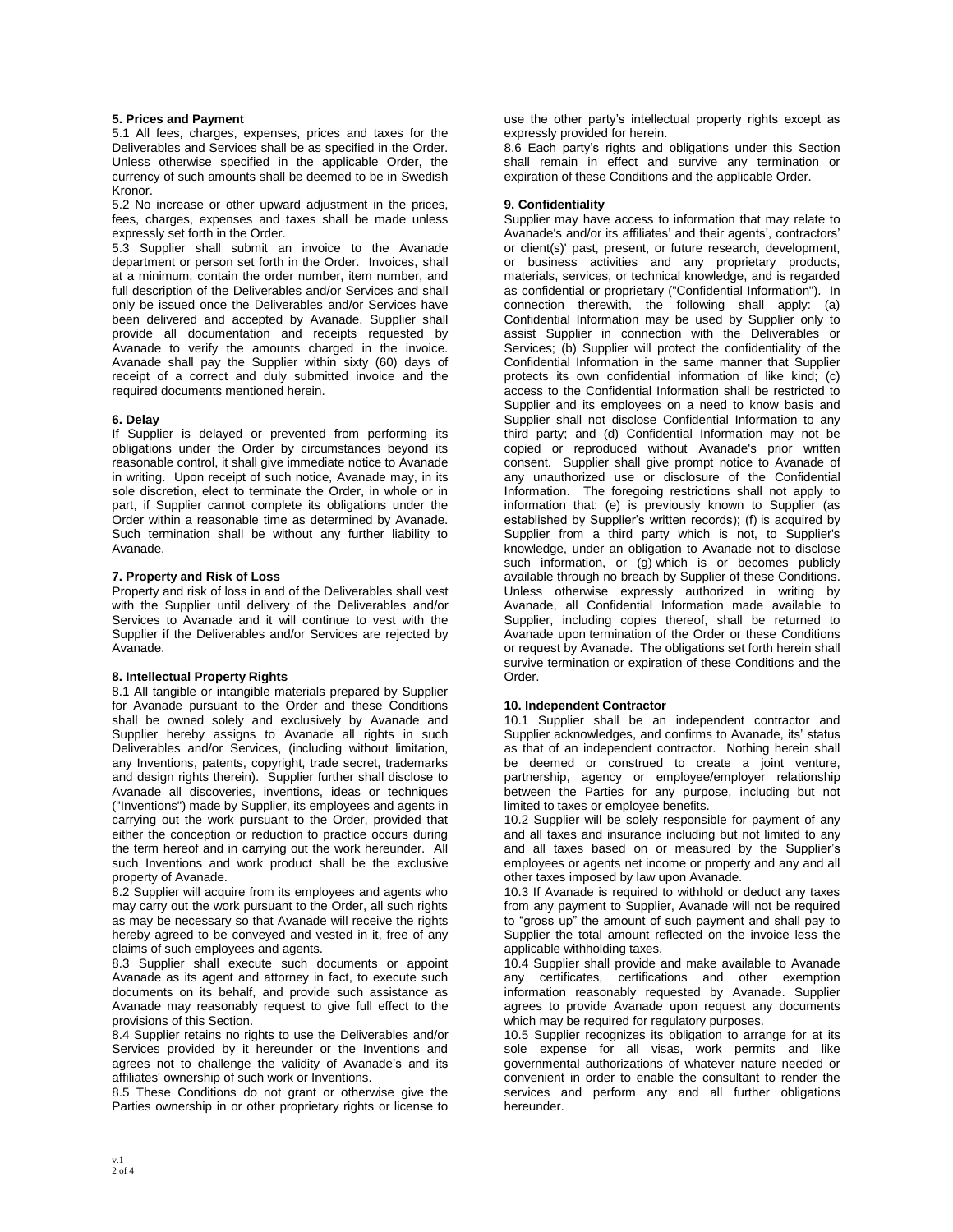**5. Prices and Payment**

5.1 All fees, charges, expenses, prices and taxes for the Deliverables and Services shall be as specified in the Order. Unless otherwise specified in the applicable Order, the currency of such amounts shall be deemed to be in Swedish Kronor.

5.2 No increase or other upward adjustment in the prices, fees, charges, expenses and taxes shall be made unless expressly set forth in the Order.

5.3 Supplier shall submit an invoice to the Avanade department or person set forth in the Order. Invoices, shall at a minimum, contain the order number, item number, and full description of the Deliverables and/or Services and shall only be issued once the Deliverables and/or Services have been delivered and accepted by Avanade. Supplier shall provide all documentation and receipts requested by Avanade to verify the amounts charged in the invoice. Avanade shall pay the Supplier within sixty (60) days of receipt of a correct and duly submitted invoice and the required documents mentioned herein.

**6. Delay**

If Supplier is delayed or prevented from performing its obligations under the Order by circumstances beyond its reasonable control, it shall give immediate notice to Avanade in writing. Upon receipt of such notice, Avanade may, in its sole discretion, elect to terminate the Order, in whole or in part, if Supplier cannot complete its obligations under the Order within a reasonable time as determined by Avanade. Such termination shall be without any further liability to Avanade.

**7. Property and Risk of Loss**

Property and risk of loss in and of the Deliverables shall vest with the Supplier until delivery of the Deliverables and/or Services to Avanade and it will continue to vest with the Supplier if the Deliverables and/or Services are rejected by Avanade.

**8. Intellectual Property Rights**

8.1 All tangible or intangible materials prepared by Supplier for Avanade pursuant to the Order and these Conditions shall be owned solely and exclusively by Avanade and Supplier hereby assigns to Avanade all rights in such Deliverables and/or Services, (including without limitation, any Inventions, patents, copyright, trade secret, trademarks and design rights therein). Supplier further shall disclose to Avanade all discoveries, inventions, ideas or techniques ("Inventions") made by Supplier, its employees and agents in carrying out the work pursuant to the Order, provided that either the conception or reduction to practice occurs during the term hereof and in carrying out the work hereunder. All such Inventions and work product shall be the exclusive property of Avanade.

8.2 Supplier will acquire from its employees and agents who may carry out the work pursuant to the Order, all such rights as may be necessary so that Avanade will receive the rights hereby agreed to be conveyed and vested in it, free of any claims of such employees and agents.

8.3 Supplier shall execute such documents or appoint Avanade as its agent and attorney in fact, to execute such documents on its behalf, and provide such assistance as Avanade may reasonably request to give full effect to the provisions of this Section.

8.4 Supplier retains no rights to use the Deliverables and/or Services provided by it hereunder or the Inventions and agrees not to challenge the validity of Avanade's and its affiliates' ownership of such work or Inventions.

8.5 These Conditions do not grant or otherwise give the Parties ownership in or other proprietary rights or license to use the other party's intellectual property rights except as expressly provided for herein.

8.6 Each party's rights and obligations under this Section shall remain in effect and survive any termination or expiration of these Conditions and the applicable Order.

**9. Confidentiality**

Supplier may have access to information that may relate to Avanade's and/or its affiliates' and their agents', contractors' or client(s)' past, present, or future research, development, or business activities and any proprietary products, materials, services, or technical knowledge, and is regarded as confidential or proprietary ("Confidential Information"). In connection therewith, the following shall apply: (a) Confidential Information may be used by Supplier only to assist Supplier in connection with the Deliverables or Services; (b) Supplier will protect the confidentiality of the Confidential Information in the same manner that Supplier protects its own confidential information of like kind; (c) access to the Confidential Information shall be restricted to Supplier and its employees on a need to know basis and Supplier shall not disclose Confidential Information to any third party; and (d) Confidential Information may not be copied or reproduced without Avanade's prior written consent. Supplier shall give prompt notice to Avanade of any unauthorized use or disclosure of the Confidential Information. The foregoing restrictions shall not apply to information that: (e) is previously known to Supplier (as established by Supplier's written records); (f) is acquired by Supplier from a third party which is not, to Supplier's knowledge, under an obligation to Avanade not to disclose such information, or (g) which is or becomes publicly available through no breach by Supplier of these Conditions. Unless otherwise expressly authorized in writing by Avanade, all Confidential Information made available to Supplier, including copies thereof, shall be returned to Avanade upon termination of the Order or these Conditions or request by Avanade. The obligations set forth herein shall survive termination or expiration of these Conditions and the Order.

**10. Independent Contractor**

10.1 Supplier shall be an independent contractor and Supplier acknowledges, and confirms to Avanade, its' status as that of an independent contractor. Nothing herein shall be deemed or construed to create a joint venture, partnership, agency or employee/employer relationship between the Parties for any purpose, including but not limited to taxes or employee benefits.

10.2 Supplier will be solely responsible for payment of any and all taxes and insurance including but not limited to any and all taxes based on or measured by the Supplier's employees or agents net income or property and any and all other taxes imposed by law upon Avanade.

10.3 If Avanade is required to withhold or deduct any taxes from any payment to Supplier, Avanade will not be required to "gross up" the amount of such payment and shall pay to Supplier the total amount reflected on the invoice less the applicable withholding taxes.

10.4 Supplier shall provide and make available to Avanade any certificates, certifications and other exemption information reasonably requested by Avanade. Supplier agrees to provide Avanade upon request any documents which may be required for regulatory purposes.

10.5 Supplier recognizes its obligation to arrange for at its sole expense for all visas, work permits and like governmental authorizations of whatever nature needed or convenient in order to enable the consultant to render the services and perform any and all further obligations hereunder.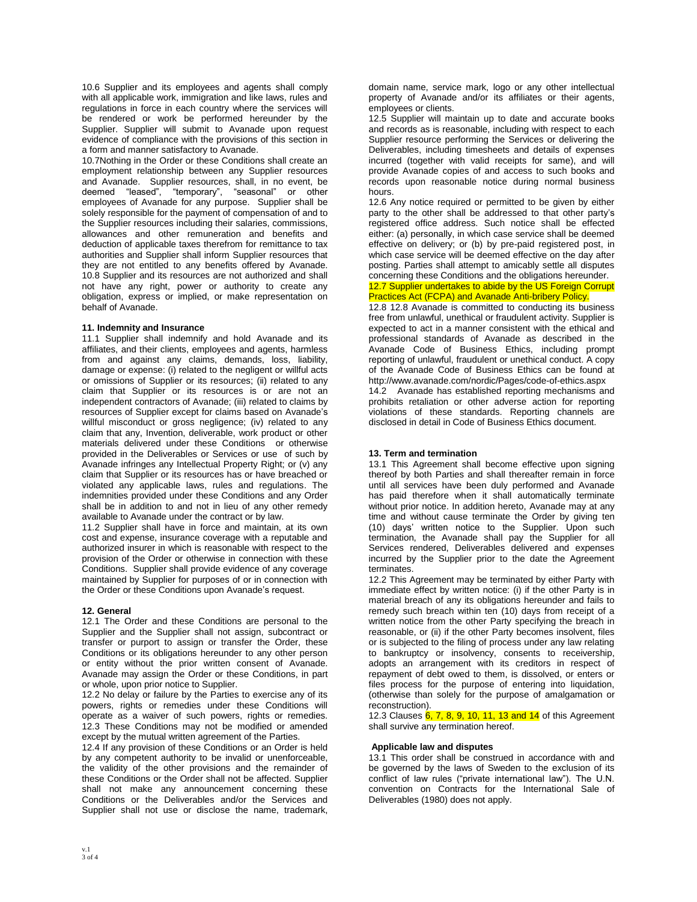10.6 Supplier and its employees and agents shall comply with all applicable work, immigration and like laws, rules and regulations in force in each country where the services will be rendered or work be performed hereunder by the Supplier. Supplier will submit to Avanade upon request evidence of compliance with the provisions of this section in a form and manner satisfactory to Avanade.

10.7Nothing in the Order or these Conditions shall create an employment relationship between any Supplier resources and Avanade. Supplier resources, shall, in no event, be deemed "leased", "temporary", "seasonal" or other employees of Avanade for any purpose. Supplier shall be solely responsible for the payment of compensation of and to the Supplier resources including their salaries, commissions, allowances and other remuneration and benefits and deduction of applicable taxes therefrom for remittance to tax authorities and Supplier shall inform Supplier resources that they are not entitled to any benefits offered by Avanade.

10.8 Supplier and its resources are not authorized and shall not have any right, power or authority to create any obligation, express or implied, or make representation on behalf of Avanade.

### 11. Indemnity and Insurance

11.1 Supplier shall indemnify and hold Avanade and its affiliates, and their clients, employees and agents, harmless from and against any claims, demands, loss, liability, damage or expense: (i) related to the negligent or willful acts or omissions of Supplier or its resources; (ii) related to any claim that Supplier or its resources is or are not an independent contractors of Avanade; (iii) related to claims by resources of Supplier except for claims based on Avanade's willful misconduct or gross negligence; (iv) related to any claim that any, Invention, deliverable, work product or other materials delivered under these Conditions or otherwise provided in the Deliverables or Services or use of such by Avanade infringes any Intellectual Property Right; or (v) any claim that Supplier or its resources has or have breached or violated any applicable laws, rules and regulations. The indemnities provided under these Conditions and any Order shall be in addition to and not in lieu of any other remedy available to Avanade under the contract or by law.

11.2 Supplier shall have in force and maintain, at its own cost and expense, insurance coverage with a reputable and authorized insurer in which is reasonable with respect to the provision of the Order or otherwise in connection with these Conditions. Supplier shall provide evidence of any coverage maintained by Supplier for purposes of or in connection with the Order or these Conditions upon Avanade's request.

### 12. General

12.1 The Order and these Conditions are personal to the Supplier and the Supplier shall not assign, subcontract or transfer or purport to assign or transfer the Order, these Conditions or its obligations hereunder to any other person or entity without the prior written consent of Avanade. Avanade may assign the Order or these Conditions, in part or whole, upon prior notice to Supplier.

12.2 No delay or failure by the Parties to exercise any of its powers, rights or remedies under these Conditions will operate as a waiver of such powers, rights or remedies.

12.3 These Conditions may not be modified or amended except by the mutual written agreement of the Parties.

12.4 If any provision of these Conditions or an Order is held by any competent authority to be invalid or unenforceable, the validity of the other provisions and the remainder of these Conditions or the Order shall not be affected. Supplier shall not make any announcement concerning these Conditions or the Deliverables and/or the Services and Supplier shall not use or disclose the name, trademark, domain name, service mark, logo or any other intellectual property of Avanade and/or its affiliates or their agents, employees or clients.

12.5 Supplier will maintain up to date and accurate books and records as is reasonable, including with respect to each Supplier resource performing the Services or delivering the Deliverables, including timesheets and details of expenses incurred (together with valid receipts for same), and will provide Avanade copies of and access to such books and records upon reasonable notice during normal business hours.

12.6 Any notice required or permitted to be given by either party to the other shall be addressed to that other party's registered office address. Such notice shall be effected either: (a) personally, in which case service shall be deemed effective on delivery; or (b) by pre-paid registered post, in which case service will be deemed effective on the day after posting. Parties shall attempt to amicably settle all disputes concerning these Conditions and the obligations hereunder.

12.7 Supplier undertakes to abide by the US Foreign Corrupt Practices Act (FCPA) and Avanade Anti-bribery Policy.

12.8 12.8 Avanade is committed to conducting its business free from unlawful, unethical or fraudulent activity. Supplier is expected to act in a manner consistent with the ethical and professional standards of Avanade as described in the Avanade Code of Business Ethics, including prompt reporting of unlawful, fraudulent or unethical conduct. A copy of the Avanade Code of Business Ethics can be found at http://www.avanade.com/nordic/Pages/code-of-ethics.aspx

14.2 Avanade has established reporting mechanisms and prohibits retaliation or other adverse action for reporting violations of these standards. Reporting channels are disclosed in detail in Code of Business Ethics document.

### 13. Term and termination

13.1 This Agreement shall become effective upon signing thereof by both Parties and shall thereafter remain in force until all services have been duly performed and Avanade has paid therefore when it shall automatically terminate without prior notice. In addition hereto, Avanade may at any time and without cause terminate the Order by giving ten (10) days' written notice to the Supplier. Upon such termination, the Avanade shall pay the Supplier for all Services rendered, Deliverables delivered and expenses incurred by the Supplier prior to the date the Agreement terminates.

12.2 This Agreement may be terminated by either Party with immediate effect by written notice: (i) if the other Party is in material breach of any its obligations hereunder and fails to remedy such breach within ten (10) days from receipt of a written notice from the other Party specifying the breach in reasonable, or (ii) if the other Party becomes insolvent, files or is subjected to the filing of process under any law relating to bankruptcy or insolvency, consents to receivership, adopts an arrangement with its creditors in respect of repayment of debt owed to them, is dissolved, or enters or files process for the purpose of entering into liquidation, (otherwise than solely for the purpose of amalgamation or reconstruction).

12.3 Clauses 6, 7, 8, 9, 10, 11, 13 and 14 of this Agreement shall survive any termination hereof.

### Applicable law and disputes

13.1 This order shall be construed in accordance with and be governed by the laws of Sweden to the exclusion of its conflict of law rules ("private international law"). The U.N. convention on Contracts for the International Sale of Deliverables (1980) does not apply.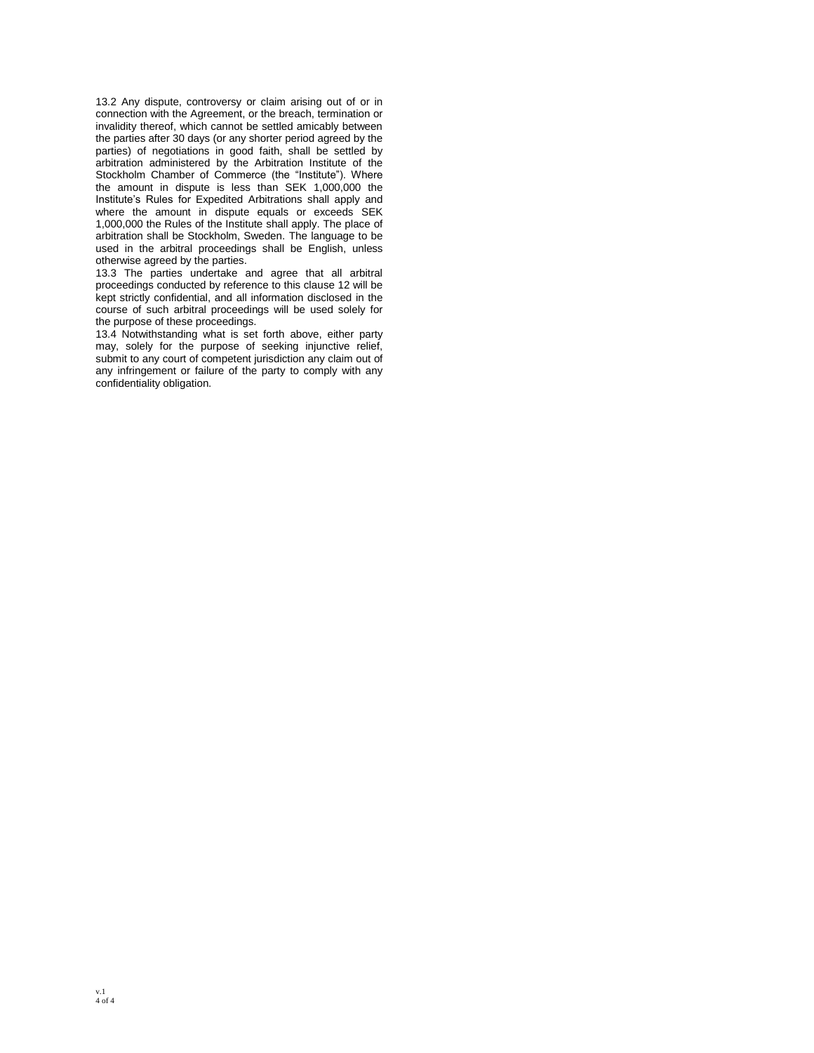13.2 Any dispute, controversy or claim arising out of or in connection with the Agreement, or the breach, termination or invalidity thereof, which cannot be settled amicably between the parties after 30 days (or any shorter period agreed by the parties) of negotiations in good faith, shall be settled by arbitration administered by the Arbitration Institute of the Stockholm Chamber of Commerce (the "Institute"). Where the amount in dispute is less than SEK 1,000,000 the Institute's Rules for Expedited Arbitrations shall apply and where the amount in dispute equals or exceeds SEK 1,000,000 the Rules of the Institute shall apply. The place of arbitration shall be Stockholm, Sweden. The language to be used in the arbitral proceedings shall be English, unless otherwise agreed by the parties.

13.3 The parties undertake and agree that all arbitral proceedings conducted by reference to this clause 12 will be kept strictly confidential, and all information disclosed in the course of such arbitral proceedings will be used solely for the purpose of these proceedings.

13.4 Notwithstanding what is set forth above, either party may, solely for the purpose of seeking injunctive relief, submit to any court of competent jurisdiction any claim out of any infringement or failure of the party to comply with any confidentiality obligation.